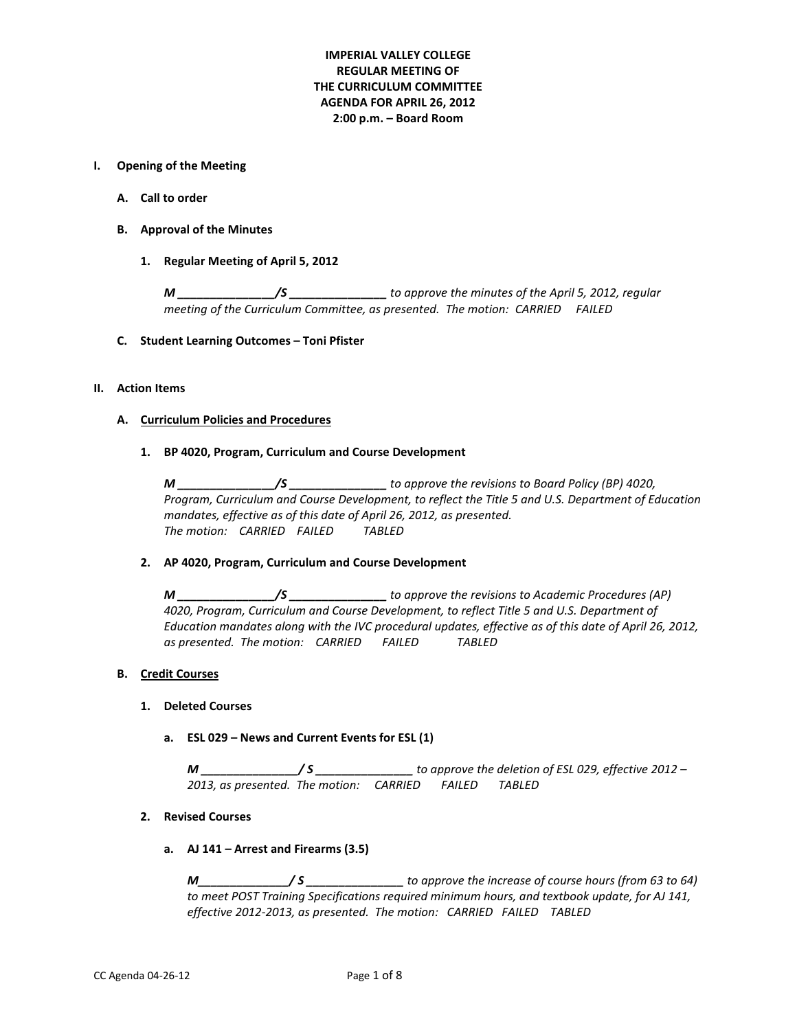**IMPERIAL VALLEY COLLEGE**
**REGULAR MEETING OF**
**THE CURRICULUM COMMITTEE**
**AGENDA FOR APRIL 26, 2012**
**2:00 p.m. – Board Room**

**I. Opening of the Meeting**

**A. Call to order**

**B. Approval of the Minutes**

**1. Regular Meeting of April 5, 2012**

***M _______________/S _______________*** *to approve the minutes of the April 5, 2012, regular meeting of the Curriculum Committee, as presented. The motion: CARRIED FAILED*

**C. Student Learning Outcomes – Toni Pfister**

**II. Action Items**

**A. Curriculum Policies and Procedures**

**1. BP 4020, Program, Curriculum and Course Development**

***M _______________/S _______________*** *to approve the revisions to Board Policy (BP) 4020, Program, Curriculum and Course Development, to reflect the Title 5 and U.S. Department of Education mandates, effective as of this date of April 26, 2012, as presented.*
*The motion: CARRIED FAILED TABLED*

**2. AP 4020, Program, Curriculum and Course Development**

***M _______________/S _______________*** *to approve the revisions to Academic Procedures (AP) 4020, Program, Curriculum and Course Development, to reflect Title 5 and U.S. Department of Education mandates along with the IVC procedural updates, effective as of this date of April 26, 2012, as presented. The motion: CARRIED FAILED TABLED*

**B. Credit Courses**

**1. Deleted Courses**

**a. ESL 029 – News and Current Events for ESL (1)**

***M _______________/ S _______________*** *to approve the deletion of ESL 029, effective 2012 – 2013, as presented. The motion: CARRIED FAILED TABLED*

**2. Revised Courses**

**a. AJ 141 – Arrest and Firearms (3.5)**

***M______________/ S _______________*** *to approve the increase of course hours (from 63 to 64) to meet POST Training Specifications required minimum hours, and textbook update, for AJ 141, effective 2012-2013, as presented. The motion: CARRIED FAILED TABLED*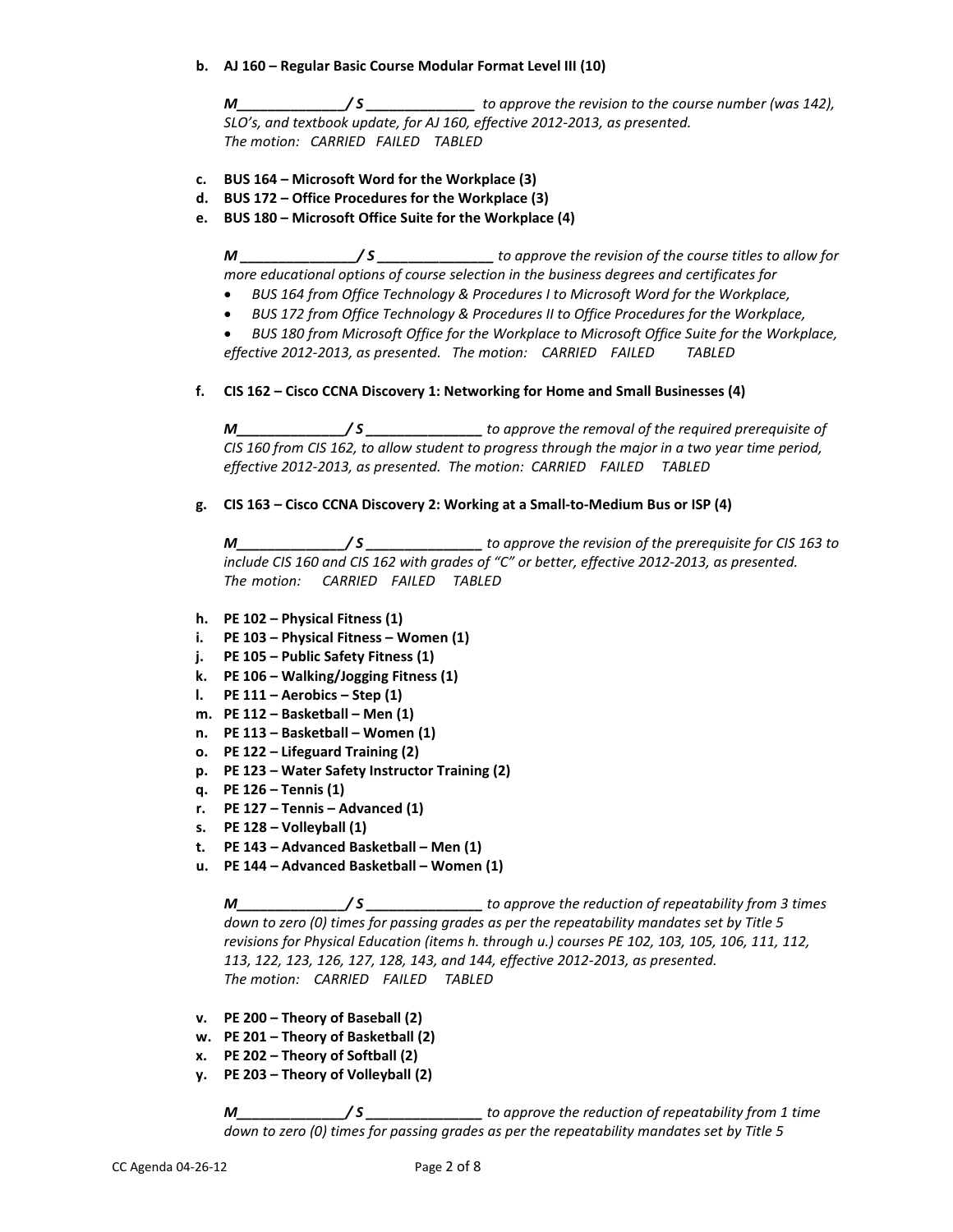b. **AJ 160 – Regular Basic Course Modular Format Level III (10)**

*M______________/ S ______________ to approve the revision to the course number (was 142), SLO's, and textbook update, for AJ 160, effective 2012-2013, as presented. The motion: CARRIED FAILED TABLED*

c. **BUS 164 – Microsoft Word for the Workplace (3)**
d. **BUS 172 – Office Procedures for the Workplace (3)**
e. **BUS 180 – Microsoft Office Suite for the Workplace (4)**

*M _______________/ S _______________ to approve the revision of the course titles to allow for more educational options of course selection in the business degrees and certificates for*

- *BUS 164 from Office Technology & Procedures I to Microsoft Word for the Workplace,*
- *BUS 172 from Office Technology & Procedures II to Office Procedures for the Workplace,*
- *BUS 180 from Microsoft Office for the Workplace to Microsoft Office Suite for the Workplace,*

*effective 2012-2013, as presented. The motion: CARRIED FAILED TABLED*

f. **CIS 162 – Cisco CCNA Discovery 1: Networking for Home and Small Businesses (4)**

*M______________/ S _______________ to approve the removal of the required prerequisite of CIS 160 from CIS 162, to allow student to progress through the major in a two year time period, effective 2012-2013, as presented. The motion: CARRIED FAILED TABLED*

g. **CIS 163 – Cisco CCNA Discovery 2: Working at a Small-to-Medium Bus or ISP (4)**

*M______________/ S _______________ to approve the revision of the prerequisite for CIS 163 to include CIS 160 and CIS 162 with grades of "C" or better, effective 2012-2013, as presented. The motion: CARRIED FAILED TABLED*

h. **PE 102 – Physical Fitness (1)**
i. **PE 103 – Physical Fitness – Women (1)**
j. **PE 105 – Public Safety Fitness (1)**
k. **PE 106 – Walking/Jogging Fitness (1)**
l. **PE 111 – Aerobics – Step (1)**
m. **PE 112 – Basketball – Men (1)**
n. **PE 113 – Basketball – Women (1)**
o. **PE 122 – Lifeguard Training (2)**
p. **PE 123 – Water Safety Instructor Training (2)**
q. **PE 126 – Tennis (1)**
r. **PE 127 – Tennis – Advanced (1)**
s. **PE 128 – Volleyball (1)**
t. **PE 143 – Advanced Basketball – Men (1)**
u. **PE 144 – Advanced Basketball – Women (1)**

*M______________/ S _______________ to approve the reduction of repeatability from 3 times down to zero (0) times for passing grades as per the repeatability mandates set by Title 5 revisions for Physical Education (items h. through u.) courses PE 102, 103, 105, 106, 111, 112, 113, 122, 123, 126, 127, 128, 143, and 144, effective 2012-2013, as presented. The motion: CARRIED FAILED TABLED*

v. **PE 200 – Theory of Baseball (2)**
w. **PE 201 – Theory of Basketball (2)**
x. **PE 202 – Theory of Softball (2)**
y. **PE 203 – Theory of Volleyball (2)**

*M______________/ S _______________ to approve the reduction of repeatability from 1 time down to zero (0) times for passing grades as per the repeatability mandates set by Title 5*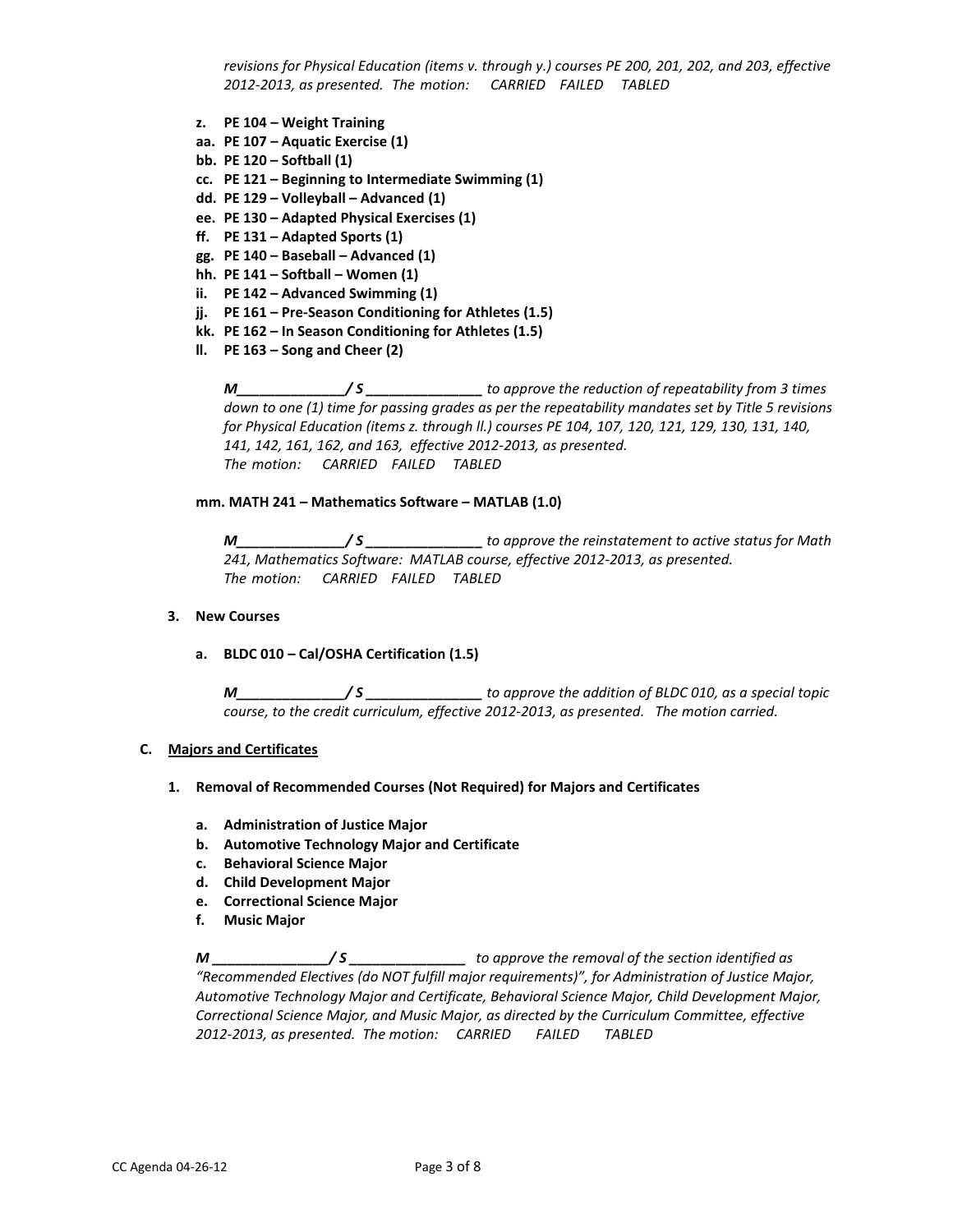*revisions for Physical Education (items v. through y.) courses PE 200, 201, 202, and 203, effective 2012-2013, as presented. The motion: CARRIED FAILED TABLED*

**z. PE 104 – Weight Training**
**aa. PE 107 – Aquatic Exercise (1)**
**bb. PE 120 – Softball (1)**
**cc. PE 121 – Beginning to Intermediate Swimming (1)**
**dd. PE 129 – Volleyball – Advanced (1)**
**ee. PE 130 – Adapted Physical Exercises (1)**
**ff. PE 131 – Adapted Sports (1)**
**gg. PE 140 – Baseball – Advanced (1)**
**hh. PE 141 – Softball – Women (1)**
**ii. PE 142 – Advanced Swimming (1)**
**jj. PE 161 – Pre-Season Conditioning for Athletes (1.5)**
**kk. PE 162 – In Season Conditioning for Athletes (1.5)**
**ll. PE 163 – Song and Cheer (2)**

***M______________/ S _______________*** *to approve the reduction of repeatability from 3 times down to one (1) time for passing grades as per the repeatability mandates set by Title 5 revisions for Physical Education (items z. through ll.) courses PE 104, 107, 120, 121, 129, 130, 131, 140, 141, 142, 161, 162, and 163, effective 2012-2013, as presented.*
*The motion: CARRIED FAILED TABLED*

**mm. MATH 241 – Mathematics Software – MATLAB (1.0)**

***M______________/ S _______________*** *to approve the reinstatement to active status for Math 241, Mathematics Software: MATLAB course, effective 2012-2013, as presented.*
*The motion: CARRIED FAILED TABLED*

**3. New Courses**

**a. BLDC 010 – Cal/OSHA Certification (1.5)**

***M______________/ S _______________*** *to approve the addition of BLDC 010, as a special topic course, to the credit curriculum, effective 2012-2013, as presented. The motion carried.*

**C. <u>Majors and Certificates</u>**

**1. Removal of Recommended Courses (Not Required) for Majors and Certificates**

**a. Administration of Justice Major**
**b. Automotive Technology Major and Certificate**
**c. Behavioral Science Major**
**d. Child Development Major**
**e. Correctional Science Major**
**f. Music Major**

***M _______________/ S _______________*** *to approve the removal of the section identified as "Recommended Electives (do NOT fulfill major requirements)", for Administration of Justice Major, Automotive Technology Major and Certificate, Behavioral Science Major, Child Development Major, Correctional Science Major, and Music Major, as directed by the Curriculum Committee, effective 2012-2013, as presented. The motion: CARRIED FAILED TABLED*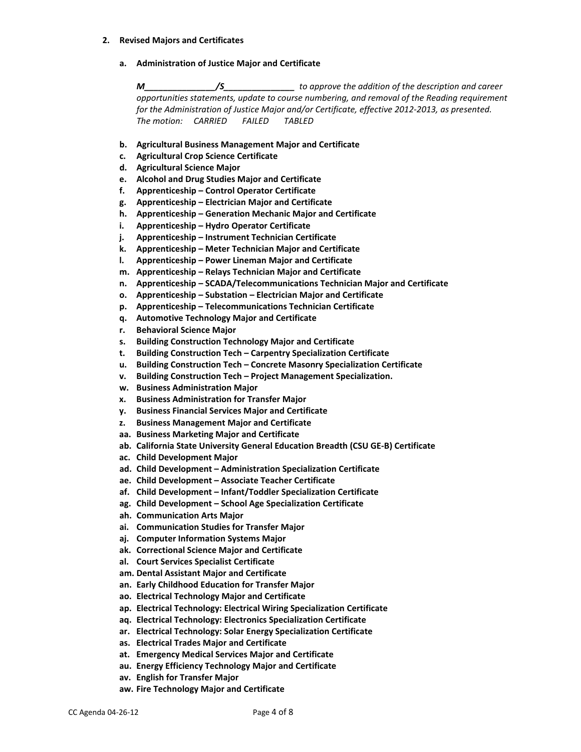2. **Revised Majors and Certificates**

   a. **Administration of Justice Major and Certificate**

      *M_______________/S_______________ to approve the addition of the description and career opportunities statements, update to course numbering, and removal of the Reading requirement for the Administration of Justice Major and/or Certificate, effective 2012-2013, as presented.*
      *The motion: CARRIED FAILED TABLED*

   b. **Agricultural Business Management Major and Certificate**
   c. **Agricultural Crop Science Certificate**
   d. **Agricultural Science Major**
   e. **Alcohol and Drug Studies Major and Certificate**
   f. **Apprenticeship – Control Operator Certificate**
   g. **Apprenticeship – Electrician Major and Certificate**
   h. **Apprenticeship – Generation Mechanic Major and Certificate**
   i. **Apprenticeship – Hydro Operator Certificate**
   j. **Apprenticeship – Instrument Technician Certificate**
   k. **Apprenticeship – Meter Technician Major and Certificate**
   l. **Apprenticeship – Power Lineman Major and Certificate**
   m. **Apprenticeship – Relays Technician Major and Certificate**
   n. **Apprenticeship – SCADA/Telecommunications Technician Major and Certificate**
   o. **Apprenticeship – Substation – Electrician Major and Certificate**
   p. **Apprenticeship – Telecommunications Technician Certificate**
   q. **Automotive Technology Major and Certificate**
   r. **Behavioral Science Major**
   s. **Building Construction Technology Major and Certificate**
   t. **Building Construction Tech – Carpentry Specialization Certificate**
   u. **Building Construction Tech – Concrete Masonry Specialization Certificate**
   v. **Building Construction Tech – Project Management Specialization.**
   w. **Business Administration Major**
   x. **Business Administration for Transfer Major**
   y. **Business Financial Services Major and Certificate**
   z. **Business Management Major and Certificate**
   aa. **Business Marketing Major and Certificate**
   ab. **California State University General Education Breadth (CSU GE-B) Certificate**
   ac. **Child Development Major**
   ad. **Child Development – Administration Specialization Certificate**
   ae. **Child Development – Associate Teacher Certificate**
   af. **Child Development – Infant/Toddler Specialization Certificate**
   ag. **Child Development – School Age Specialization Certificate**
   ah. **Communication Arts Major**
   ai. **Communication Studies for Transfer Major**
   aj. **Computer Information Systems Major**
   ak. **Correctional Science Major and Certificate**
   al. **Court Services Specialist Certificate**
   am. **Dental Assistant Major and Certificate**
   an. **Early Childhood Education for Transfer Major**
   ao. **Electrical Technology Major and Certificate**
   ap. **Electrical Technology: Electrical Wiring Specialization Certificate**
   aq. **Electrical Technology: Electronics Specialization Certificate**
   ar. **Electrical Technology: Solar Energy Specialization Certificate**
   as. **Electrical Trades Major and Certificate**
   at. **Emergency Medical Services Major and Certificate**
   au. **Energy Efficiency Technology Major and Certificate**
   av. **English for Transfer Major**
   aw. **Fire Technology Major and Certificate**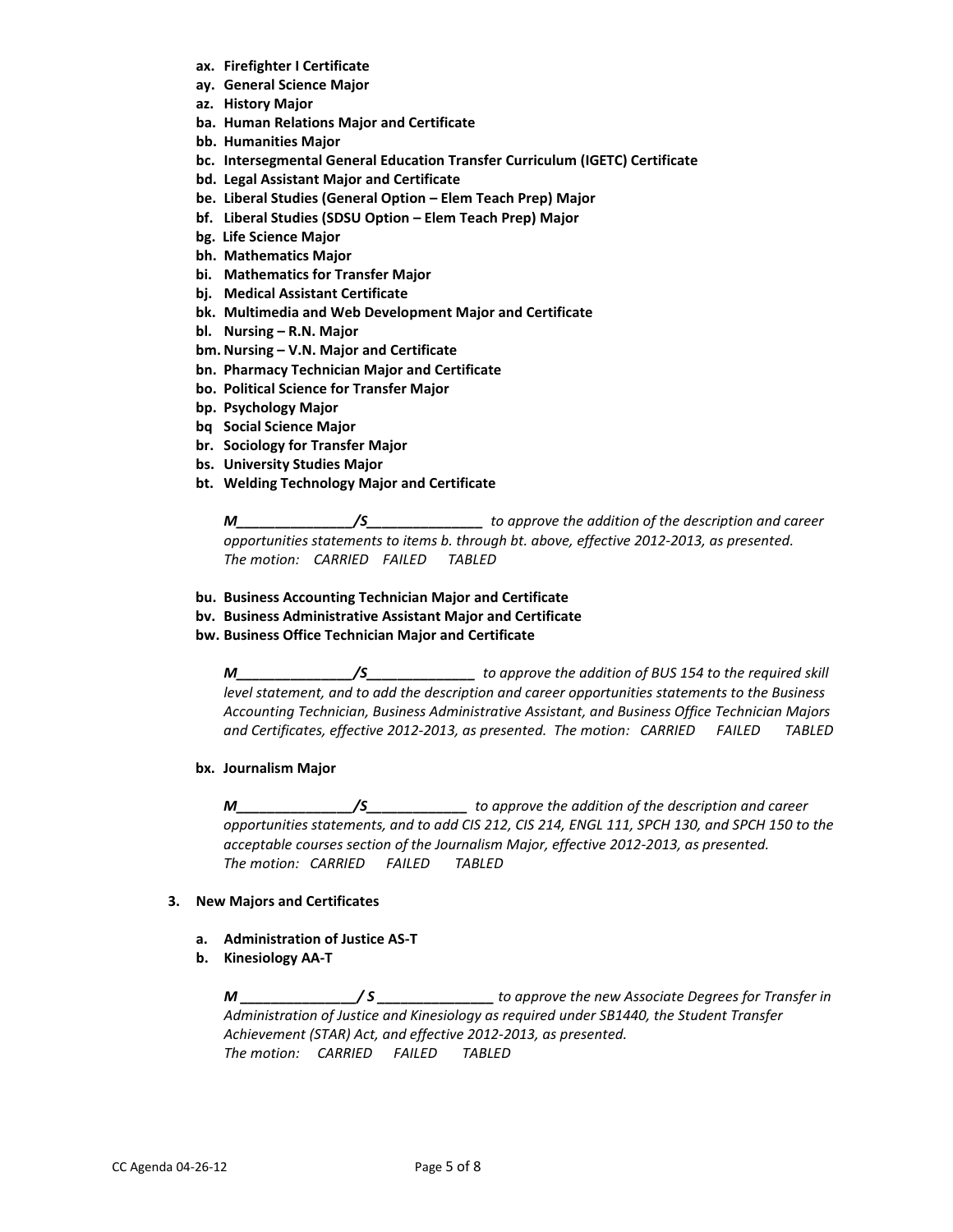- **ax. Firefighter I Certificate**
- **ay. General Science Major**
- **az. History Major**
- **ba. Human Relations Major and Certificate**
- **bb. Humanities Major**
- **bc. Intersegmental General Education Transfer Curriculum (IGETC) Certificate**
- **bd. Legal Assistant Major and Certificate**
- **be. Liberal Studies (General Option – Elem Teach Prep) Major**
- **bf. Liberal Studies (SDSU Option – Elem Teach Prep) Major**
- **bg. Life Science Major**
- **bh. Mathematics Major**
- **bi. Mathematics for Transfer Major**
- **bj. Medical Assistant Certificate**
- **bk. Multimedia and Web Development Major and Certificate**
- **bl. Nursing – R.N. Major**
- **bm. Nursing – V.N. Major and Certificate**
- **bn. Pharmacy Technician Major and Certificate**
- **bo. Political Science for Transfer Major**
- **bp. Psychology Major**
- **bq Social Science Major**
- **br. Sociology for Transfer Major**
- **bs. University Studies Major**
- **bt. Welding Technology Major and Certificate**

***M_______________/S_______________*** *to approve the addition of the description and career opportunities statements to items b. through bt. above, effective 2012-2013, as presented. The motion: CARRIED FAILED TABLED*

- **bu. Business Accounting Technician Major and Certificate**
- **bv. Business Administrative Assistant Major and Certificate**
- **bw. Business Office Technician Major and Certificate**

***M_______________/S______________*** *to approve the addition of BUS 154 to the required skill level statement, and to add the description and career opportunities statements to the Business Accounting Technician, Business Administrative Assistant, and Business Office Technician Majors and Certificates, effective 2012-2013, as presented. The motion: CARRIED FAILED TABLED*

- **bx. Journalism Major**

***M_______________/S_____________*** *to approve the addition of the description and career opportunities statements, and to add CIS 212, CIS 214, ENGL 111, SPCH 130, and SPCH 150 to the acceptable courses section of the Journalism Major, effective 2012-2013, as presented. The motion: CARRIED FAILED TABLED*

**3. New Majors and Certificates**

- **a. Administration of Justice AS-T**
- **b. Kinesiology AA-T**

***M _______________/ S _______________*** *to approve the new Associate Degrees for Transfer in Administration of Justice and Kinesiology as required under SB1440, the Student Transfer Achievement (STAR) Act, and effective 2012-2013, as presented. The motion: CARRIED FAILED TABLED*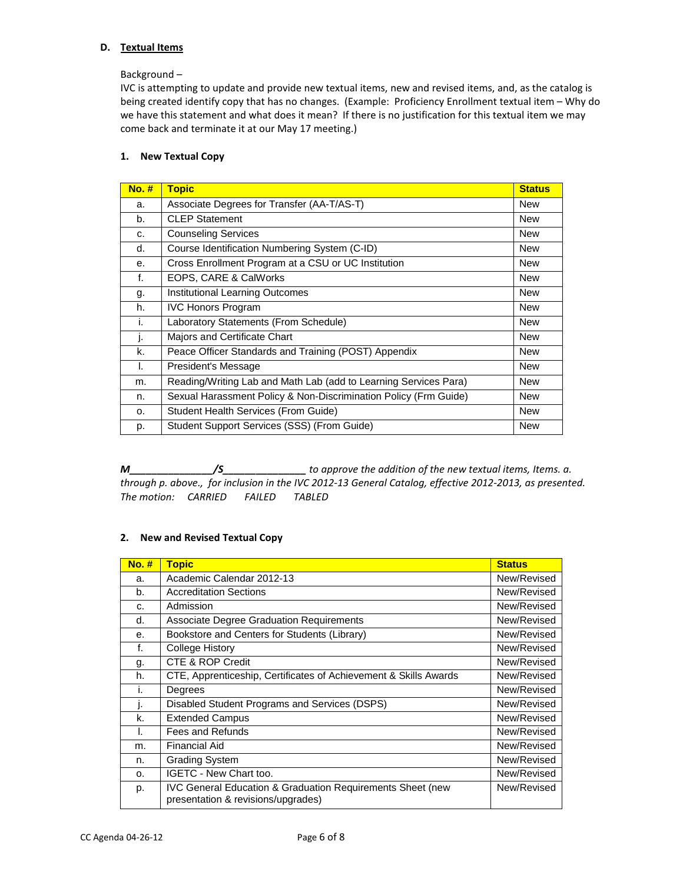### D. Textual Items

Background –
IVC is attempting to update and provide new textual items, new and revised items, and, as the catalog is being created identify copy that has no changes. (Example: Proficiency Enrollment textual item – Why do we have this statement and what does it mean? If there is no justification for this textual item we may come back and terminate it at our May 17 meeting.)

#### 1. New Textual Copy

| No. # | Topic | Status |
|---|---|---|
| a. | Associate Degrees for Transfer (AA-T/AS-T) | New |
| b. | CLEP Statement | New |
| c. | Counseling Services | New |
| d. | Course Identification Numbering System (C-ID) | New |
| e. | Cross Enrollment Program at a CSU or UC Institution | New |
| f. | EOPS, CARE & CalWorks | New |
| g. | Institutional Learning Outcomes | New |
| h. | IVC Honors Program | New |
| i. | Laboratory Statements (From Schedule) | New |
| j. | Majors and Certificate Chart | New |
| k. | Peace Officer Standards and Training (POST) Appendix | New |
| l. | President's Message | New |
| m. | Reading/Writing Lab and Math Lab (add to Learning Services Para) | New |
| n. | Sexual Harassment Policy & Non-Discrimination Policy (Frm Guide) | New |
| o. | Student Health Services (From Guide) | New |
| p. | Student Support Services (SSS) (From Guide) | New |

***M_______________/S_______________*** *to approve the addition of the new textual items, Items. a. through p. above., for inclusion in the IVC 2012-13 General Catalog, effective 2012-2013, as presented. The motion: CARRIED FAILED TABLED*

#### 2. New and Revised Textual Copy

| No. # | Topic | Status |
|---|---|---|
| a. | Academic Calendar 2012-13 | New/Revised |
| b. | Accreditation Sections | New/Revised |
| c. | Admission | New/Revised |
| d. | Associate Degree Graduation Requirements | New/Revised |
| e. | Bookstore and Centers for Students (Library) | New/Revised |
| f. | College History | New/Revised |
| g. | CTE & ROP Credit | New/Revised |
| h. | CTE, Apprenticeship, Certificates of Achievement & Skills Awards | New/Revised |
| i. | Degrees | New/Revised |
| j. | Disabled Student Programs and Services (DSPS) | New/Revised |
| k. | Extended Campus | New/Revised |
| l. | Fees and Refunds | New/Revised |
| m. | Financial Aid | New/Revised |
| n. | Grading System | New/Revised |
| o. | IGETC - New Chart too. | New/Revised |
| p. | IVC General Education & Graduation Requirements Sheet (new presentation & revisions/upgrades) | New/Revised |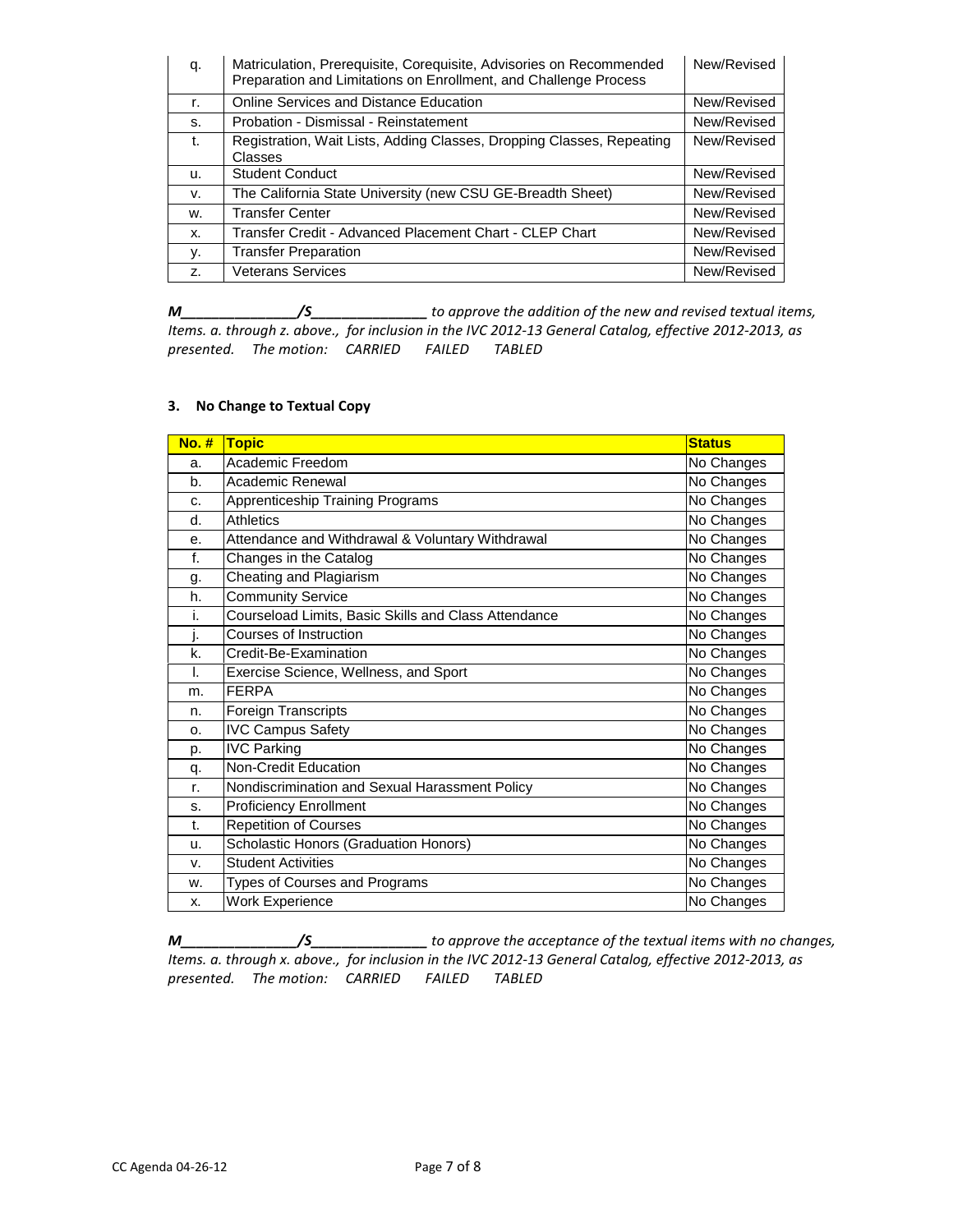| | | |
|---|---|---|
| q. | Matriculation, Prerequisite, Corequisite, Advisories on Recommended Preparation and Limitations on Enrollment, and Challenge Process | New/Revised |
| r. | Online Services and Distance Education | New/Revised |
| s. | Probation - Dismissal - Reinstatement | New/Revised |
| t. | Registration, Wait Lists, Adding Classes, Dropping Classes, Repeating Classes | New/Revised |
| u. | Student Conduct | New/Revised |
| v. | The California State University (new CSU GE-Breadth Sheet) | New/Revised |
| w. | Transfer Center | New/Revised |
| x. | Transfer Credit - Advanced Placement Chart - CLEP Chart | New/Revised |
| y. | Transfer Preparation | New/Revised |
| z. | Veterans Services | New/Revised |

***M______________/S______________*** *to approve the addition of the new and revised textual items, Items. a. through z. above., for inclusion in the IVC 2012-13 General Catalog, effective 2012-2013, as presented. The motion: CARRIED FAILED TABLED*

### 3. No Change to Textual Copy

| No. # | Topic | Status |
|---|---|---|
| a. | Academic Freedom | No Changes |
| b. | Academic Renewal | No Changes |
| c. | Apprenticeship Training Programs | No Changes |
| d. | Athletics | No Changes |
| e. | Attendance and Withdrawal & Voluntary Withdrawal | No Changes |
| f. | Changes in the Catalog | No Changes |
| g. | Cheating and Plagiarism | No Changes |
| h. | Community Service | No Changes |
| i. | Courseload Limits, Basic Skills and Class Attendance | No Changes |
| j. | Courses of Instruction | No Changes |
| k. | Credit-Be-Examination | No Changes |
| l. | Exercise Science, Wellness, and Sport | No Changes |
| m. | FERPA | No Changes |
| n. | Foreign Transcripts | No Changes |
| o. | IVC Campus Safety | No Changes |
| p. | IVC Parking | No Changes |
| q. | Non-Credit Education | No Changes |
| r. | Nondiscrimination and Sexual Harassment Policy | No Changes |
| s. | Proficiency Enrollment | No Changes |
| t. | Repetition of Courses | No Changes |
| u. | Scholastic Honors (Graduation Honors) | No Changes |
| v. | Student Activities | No Changes |
| w. | Types of Courses and Programs | No Changes |
| x. | Work Experience | No Changes |

***M______________/S______________*** *to approve the acceptance of the textual items with no changes, Items. a. through x. above., for inclusion in the IVC 2012-13 General Catalog, effective 2012-2013, as presented. The motion: CARRIED FAILED TABLED*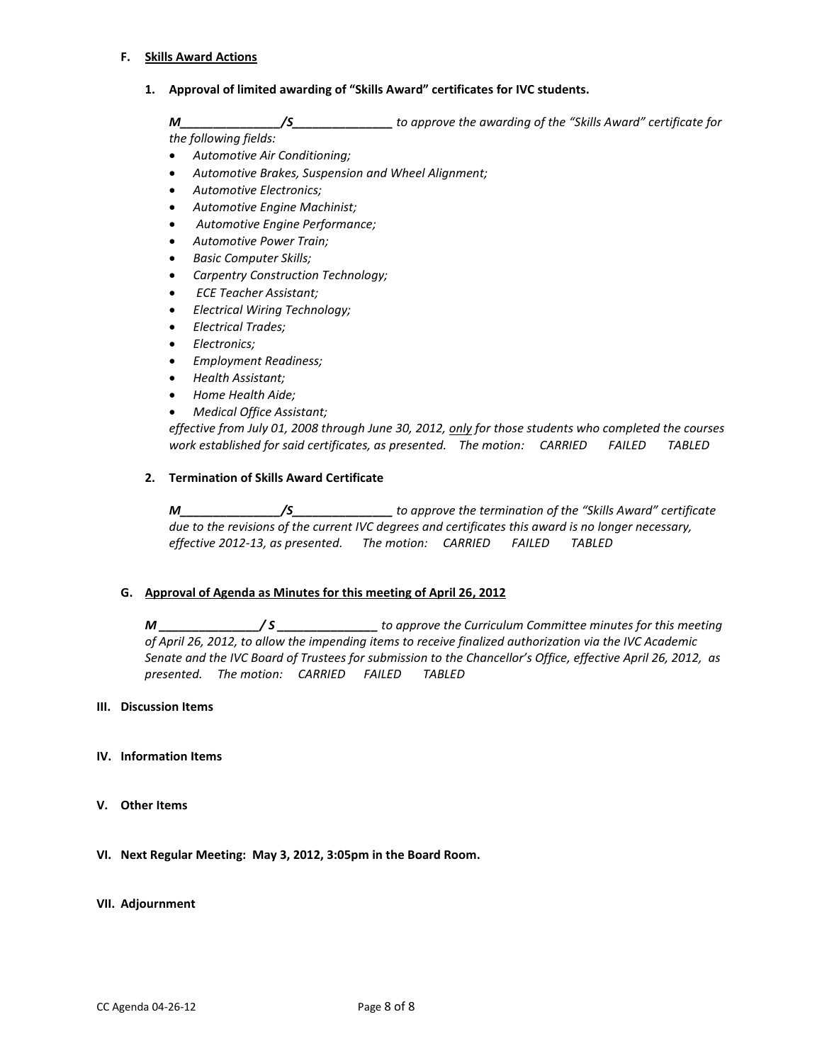**F. Skills Award Actions**

**1. Approval of limited awarding of "Skills Award" certificates for IVC students.**

***M_______________/S_______________*** *to approve the awarding of the "Skills Award" certificate for the following fields:*

- *Automotive Air Conditioning;*
- *Automotive Brakes, Suspension and Wheel Alignment;*
- *Automotive Electronics;*
- *Automotive Engine Machinist;*
- *Automotive Engine Performance;*
- *Automotive Power Train;*
- *Basic Computer Skills;*
- *Carpentry Construction Technology;*
- *ECE Teacher Assistant;*
- *Electrical Wiring Technology;*
- *Electrical Trades;*
- *Electronics;*
- *Employment Readiness;*
- *Health Assistant;*
- *Home Health Aide;*
- *Medical Office Assistant;*

*effective from July 01, 2008 through June 30, 2012, only for those students who completed the courses work established for said certificates, as presented. The motion: CARRIED FAILED TABLED*

**2. Termination of Skills Award Certificate**

***M_______________/S_______________*** *to approve the termination of the "Skills Award" certificate due to the revisions of the current IVC degrees and certificates this award is no longer necessary, effective 2012-13, as presented. The motion: CARRIED FAILED TABLED*

**G. Approval of Agenda as Minutes for this meeting of April 26, 2012**

***M _______________/ S _______________*** *to approve the Curriculum Committee minutes for this meeting of April 26, 2012, to allow the impending items to receive finalized authorization via the IVC Academic Senate and the IVC Board of Trustees for submission to the Chancellor's Office, effective April 26, 2012, as presented. The motion: CARRIED FAILED TABLED*

**III. Discussion Items**

**IV. Information Items**

**V. Other Items**

**VI. Next Regular Meeting: May 3, 2012, 3:05pm in the Board Room.**

**VII. Adjournment**